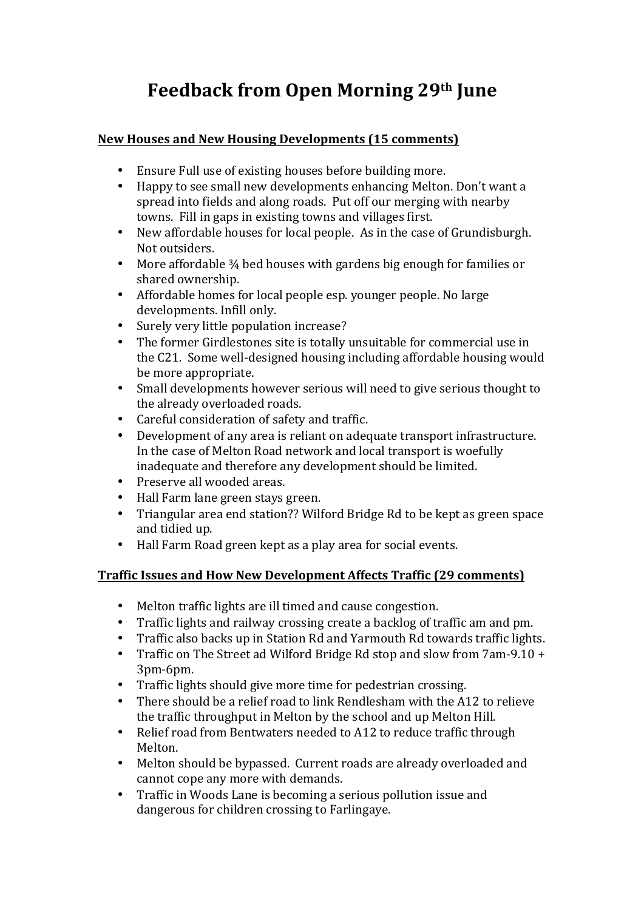# Feedback from Open Morning 29th June

**New Houses and New Housing Developments (15 comments)**

- Ensure Full use of existing houses before building more.
- Happy to see small new developments enhancing Melton. Don't want a spread into fields and along roads. Put off our merging with nearby towns. Fill in gaps in existing towns and villages first.
- New affordable houses for local people. As in the case of Grundisburgh. Not outsiders.
- More affordable ¾ bed houses with gardens big enough for families or shared ownership.
- Affordable homes for local people esp. younger people. No large developments. Infill only.
- Surely very little population increase?
- The former Girdlestones site is totally unsuitable for commercial use in the C21. Some well-designed housing including affordable housing would be more appropriate.
- Small developments however serious will need to give serious thought to the already overloaded roads.
- Careful consideration of safety and traffic.
- Development of any area is reliant on adequate transport infrastructure. In the case of Melton Road network and local transport is woefully inadequate and therefore any development should be limited.
- Preserve all wooded areas.
- Hall Farm lane green stays green.
- Triangular area end station?? Wilford Bridge Rd to be kept as green space and tidied up.
- Hall Farm Road green kept as a play area for social events.

**Traffic Issues and How New Development Affects Traffic (29 comments)**

- Melton traffic lights are ill timed and cause congestion.
- Traffic lights and railway crossing create a backlog of traffic am and pm.
- Traffic also backs up in Station Rd and Yarmouth Rd towards traffic lights.
- Traffic on The Street ad Wilford Bridge Rd stop and slow from 7am-9.10 + 3pm-6pm.
- Traffic lights should give more time for pedestrian crossing.
- There should be a relief road to link Rendlesham with the A12 to relieve the traffic throughput in Melton by the school and up Melton Hill.
- Relief road from Bentwaters needed to A12 to reduce traffic through Melton.
- Melton should be bypassed. Current roads are already overloaded and cannot cope any more with demands.
- Traffic in Woods Lane is becoming a serious pollution issue and dangerous for children crossing to Farlingaye.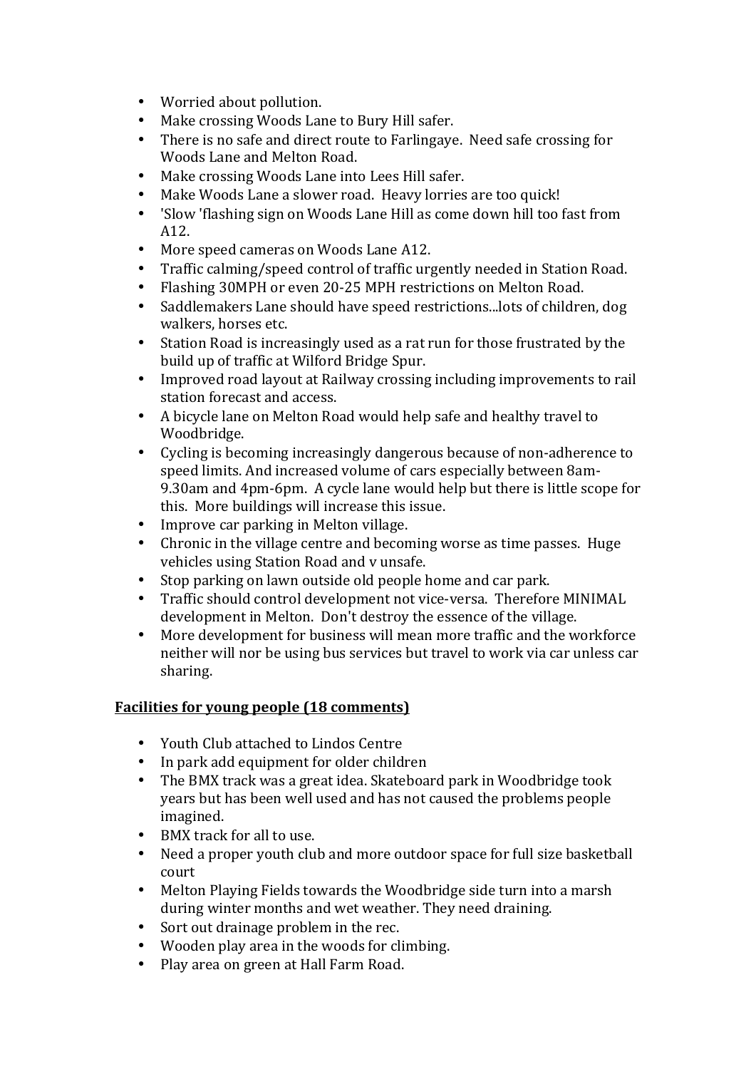- Worried about pollution.
- Make crossing Woods Lane to Bury Hill safer.
- There is no safe and direct route to Farlingaye. Need safe crossing for Woods Lane and Melton Road.
- Make crossing Woods Lane into Lees Hill safer.
- Make Woods Lane a slower road. Heavy lorries are too quick!
- 'Slow 'flashing sign on Woods Lane Hill as come down hill too fast from A12.
- More speed cameras on Woods Lane A12.
- Traffic calming/speed control of traffic urgently needed in Station Road.
- Flashing 30MPH or even 20-25 MPH restrictions on Melton Road.
- Saddlemakers Lane should have speed restrictions...lots of children, dog walkers, horses etc.
- Station Road is increasingly used as a rat run for those frustrated by the build up of traffic at Wilford Bridge Spur.
- Improved road layout at Railway crossing including improvements to rail station forecast and access.
- A bicycle lane on Melton Road would help safe and healthy travel to Woodbridge.
- Cycling is becoming increasingly dangerous because of non-adherence to speed limits. And increased volume of cars especially between 8am-9.30am and 4pm-6pm. A cycle lane would help but there is little scope for this. More buildings will increase this issue.
- Improve car parking in Melton village.
- Chronic in the village centre and becoming worse as time passes. Huge vehicles using Station Road and v unsafe.
- Stop parking on lawn outside old people home and car park.
- Traffic should control development not vice-versa. Therefore MINIMAL development in Melton. Don't destroy the essence of the village.
- More development for business will mean more traffic and the workforce neither will nor be using bus services but travel to work via car unless car sharing.

**<u>Facilities for young people (18 comments)</u>**

- Youth Club attached to Lindos Centre
- In park add equipment for older children
- The BMX track was a great idea. Skateboard park in Woodbridge took years but has been well used and has not caused the problems people imagined.
- BMX track for all to use.
- Need a proper youth club and more outdoor space for full size basketball court
- Melton Playing Fields towards the Woodbridge side turn into a marsh during winter months and wet weather. They need draining.
- Sort out drainage problem in the rec.
- Wooden play area in the woods for climbing.
- Play area on green at Hall Farm Road.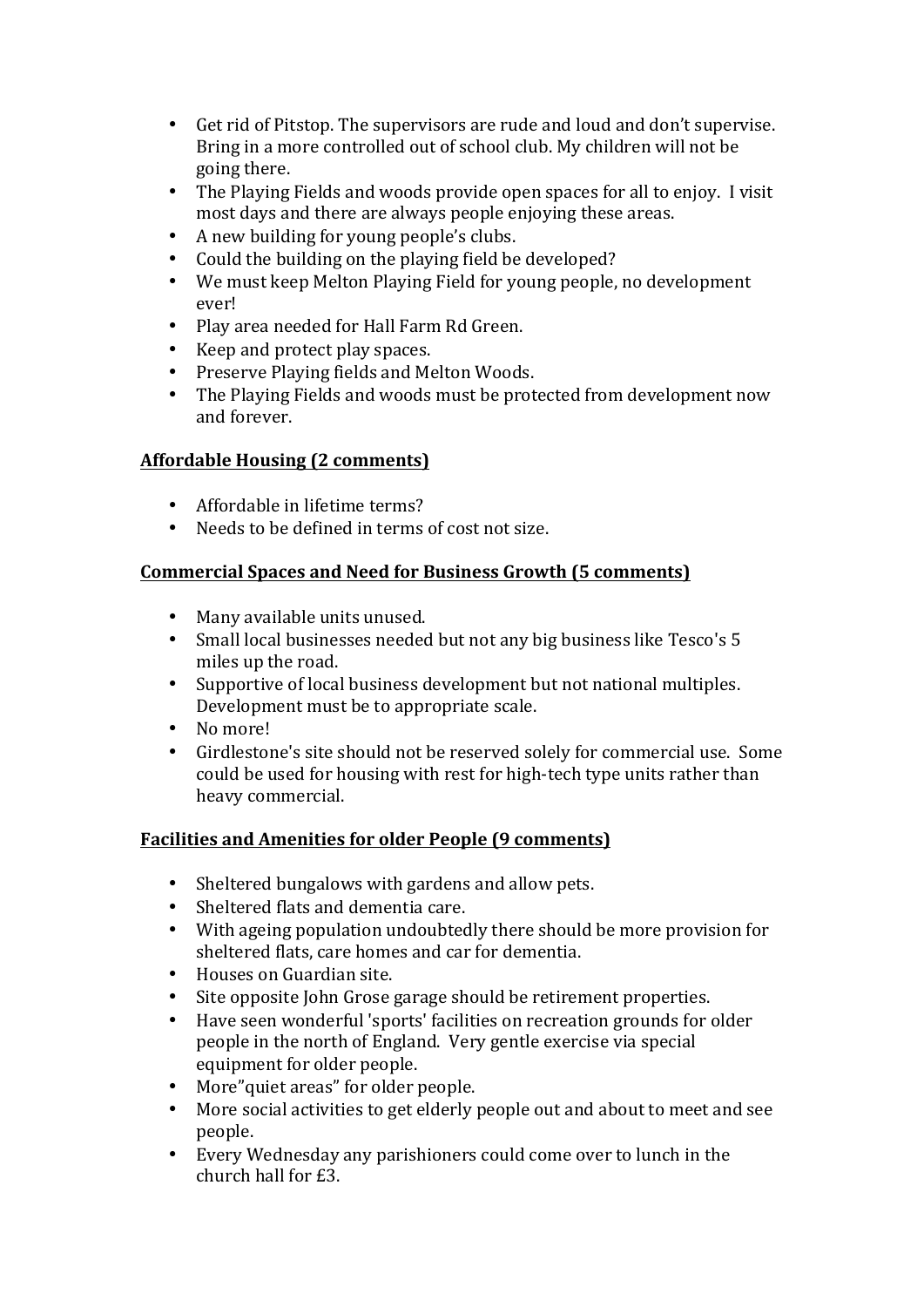- Get rid of Pitstop. The supervisors are rude and loud and don't supervise. Bring in a more controlled out of school club. My children will not be going there.
- The Playing Fields and woods provide open spaces for all to enjoy. I visit most days and there are always people enjoying these areas.
- A new building for young people's clubs.
- Could the building on the playing field be developed?
- We must keep Melton Playing Field for young people, no development ever!
- Play area needed for Hall Farm Rd Green.
- Keep and protect play spaces.
- Preserve Playing fields and Melton Woods.
- The Playing Fields and woods must be protected from development now and forever.

**<u>Affordable Housing (2 comments)</u>**

- Affordable in lifetime terms?
- Needs to be defined in terms of cost not size.

**<u>Commercial Spaces and Need for Business Growth (5 comments)</u>**

- Many available units unused.
- Small local businesses needed but not any big business like Tesco's 5 miles up the road.
- Supportive of local business development but not national multiples. Development must be to appropriate scale.
- No more!
- Girdlestone's site should not be reserved solely for commercial use. Some could be used for housing with rest for high-tech type units rather than heavy commercial.

**<u>Facilities and Amenities for older People (9 comments)</u>**

- Sheltered bungalows with gardens and allow pets.
- Sheltered flats and dementia care.
- With ageing population undoubtedly there should be more provision for sheltered flats, care homes and car for dementia.
- Houses on Guardian site.
- Site opposite John Grose garage should be retirement properties.
- Have seen wonderful 'sports' facilities on recreation grounds for older people in the north of England. Very gentle exercise via special equipment for older people.
- More"quiet areas" for older people.
- More social activities to get elderly people out and about to meet and see people.
- Every Wednesday any parishioners could come over to lunch in the church hall for £3.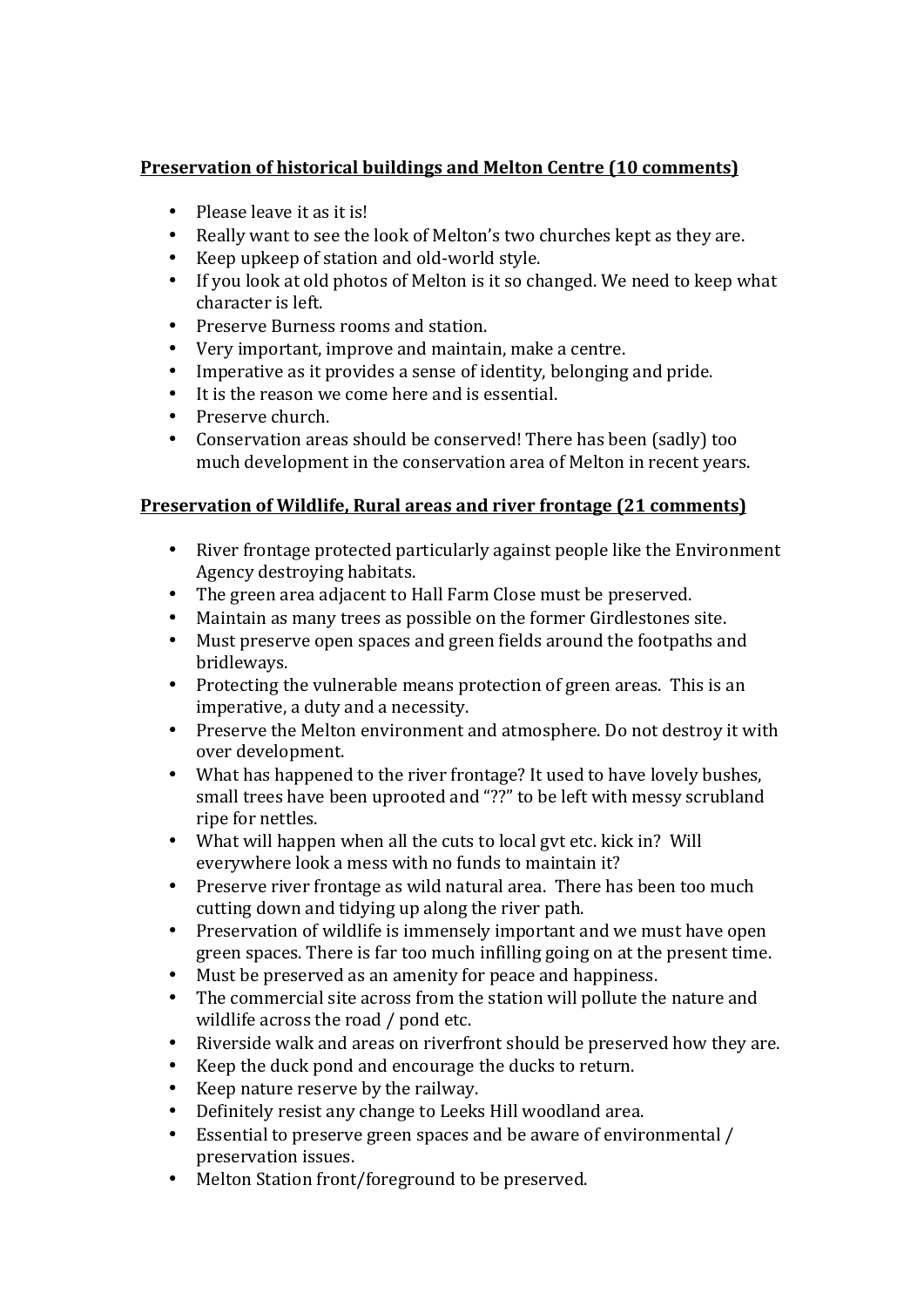**Preservation of historical buildings and Melton Centre (10 comments)**

- Please leave it as it is!
- Really want to see the look of Melton's two churches kept as they are.
- Keep upkeep of station and old-world style.
- If you look at old photos of Melton is it so changed. We need to keep what character is left.
- Preserve Burness rooms and station.
- Very important, improve and maintain, make a centre.
- Imperative as it provides a sense of identity, belonging and pride.
- It is the reason we come here and is essential.
- Preserve church.
- Conservation areas should be conserved! There has been (sadly) too much development in the conservation area of Melton in recent years.

**Preservation of Wildlife, Rural areas and river frontage (21 comments)**

- River frontage protected particularly against people like the Environment Agency destroying habitats.
- The green area adjacent to Hall Farm Close must be preserved.
- Maintain as many trees as possible on the former Girdlestones site.
- Must preserve open spaces and green fields around the footpaths and bridleways.
- Protecting the vulnerable means protection of green areas. This is an imperative, a duty and a necessity.
- Preserve the Melton environment and atmosphere. Do not destroy it with over development.
- What has happened to the river frontage? It used to have lovely bushes, small trees have been uprooted and "??" to be left with messy scrubland ripe for nettles.
- What will happen when all the cuts to local gvt etc. kick in? Will everywhere look a mess with no funds to maintain it?
- Preserve river frontage as wild natural area. There has been too much cutting down and tidying up along the river path.
- Preservation of wildlife is immensely important and we must have open green spaces. There is far too much infilling going on at the present time.
- Must be preserved as an amenity for peace and happiness.
- The commercial site across from the station will pollute the nature and wildlife across the road / pond etc.
- Riverside walk and areas on riverfront should be preserved how they are.
- Keep the duck pond and encourage the ducks to return.
- Keep nature reserve by the railway.
- Definitely resist any change to Leeks Hill woodland area.
- Essential to preserve green spaces and be aware of environmental / preservation issues.
- Melton Station front/foreground to be preserved.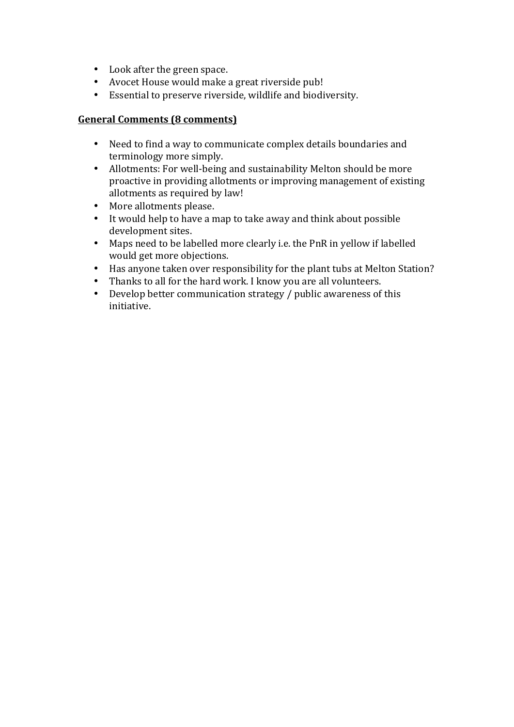- Look after the green space.
- Avocet House would make a great riverside pub!
- Essential to preserve riverside, wildlife and biodiversity.

**General Comments (8 comments)**

- Need to find a way to communicate complex details boundaries and terminology more simply.
- Allotments: For well-being and sustainability Melton should be more proactive in providing allotments or improving management of existing allotments as required by law!
- More allotments please.
- It would help to have a map to take away and think about possible development sites.
- Maps need to be labelled more clearly i.e. the PnR in yellow if labelled would get more objections.
- Has anyone taken over responsibility for the plant tubs at Melton Station?
- Thanks to all for the hard work. I know you are all volunteers.
- Develop better communication strategy / public awareness of this initiative.